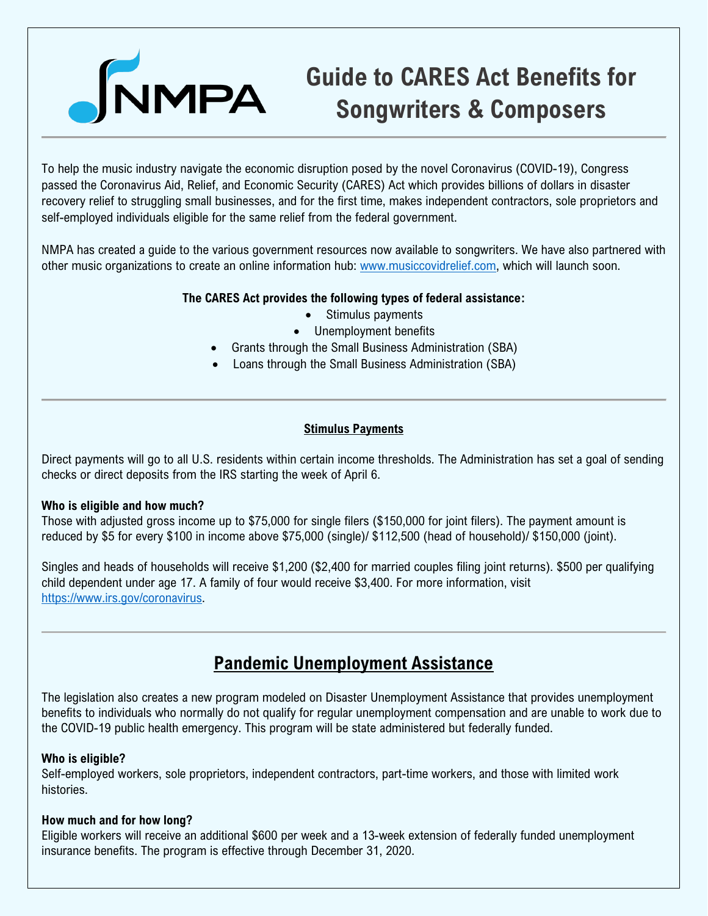# Guide to CARES Act Benefits for Songwriters & Composers

To help the music industry navigate the economic disruption posed by the novel Coronavirus (COVID-19), Congress passed the Coronavirus Aid, Relief, and Economic Security (CARES) Act which provides billions of dollars in disaster recovery relief to struggling small businesses, and for the first time, makes independent contractors, sole proprietors and self-employed individuals eligible for the same relief from the federal government.

NMPA has created a guide to the various government resources now available to songwriters. We have also partnered with other music organizations to create an online information hub: [www.musiccovidrelief.com](http://www.musiccovidrelief.com), which will launch soon.

**The CARES Act provides the following types of federal assistance:**

- Stimulus payments
- Unemployment benefits
- Grants through the Small Business Administration (SBA)
- Loans through the Small Business Administration (SBA)

---

## Stimulus Payments

Direct payments will go to all U.S. residents within certain income thresholds. The Administration has set a goal of sending checks or direct deposits from the IRS starting the week of April 6.

**Who is eligible and how much?**
Those with adjusted gross income up to $75,000 for single filers ($150,000 for joint filers). The payment amount is reduced by $5 for every $100 in income above $75,000 (single)/ $112,500 (head of household)/ $150,000 (joint).

Singles and heads of households will receive $1,200 ($2,400 for married couples filing joint returns). $500 per qualifying child dependent under age 17. A family of four would receive $3,400. For more information, visit [https://www.irs.gov/coronavirus](https://www.irs.gov/coronavirus).

---

## Pandemic Unemployment Assistance

The legislation also creates a new program modeled on Disaster Unemployment Assistance that provides unemployment benefits to individuals who normally do not qualify for regular unemployment compensation and are unable to work due to the COVID-19 public health emergency. This program will be state administered but federally funded.

**Who is eligible?**
Self-employed workers, sole proprietors, independent contractors, part-time workers, and those with limited work histories.

**How much and for how long?**
Eligible workers will receive an additional $600 per week and a 13-week extension of federally funded unemployment insurance benefits. The program is effective through December 31, 2020.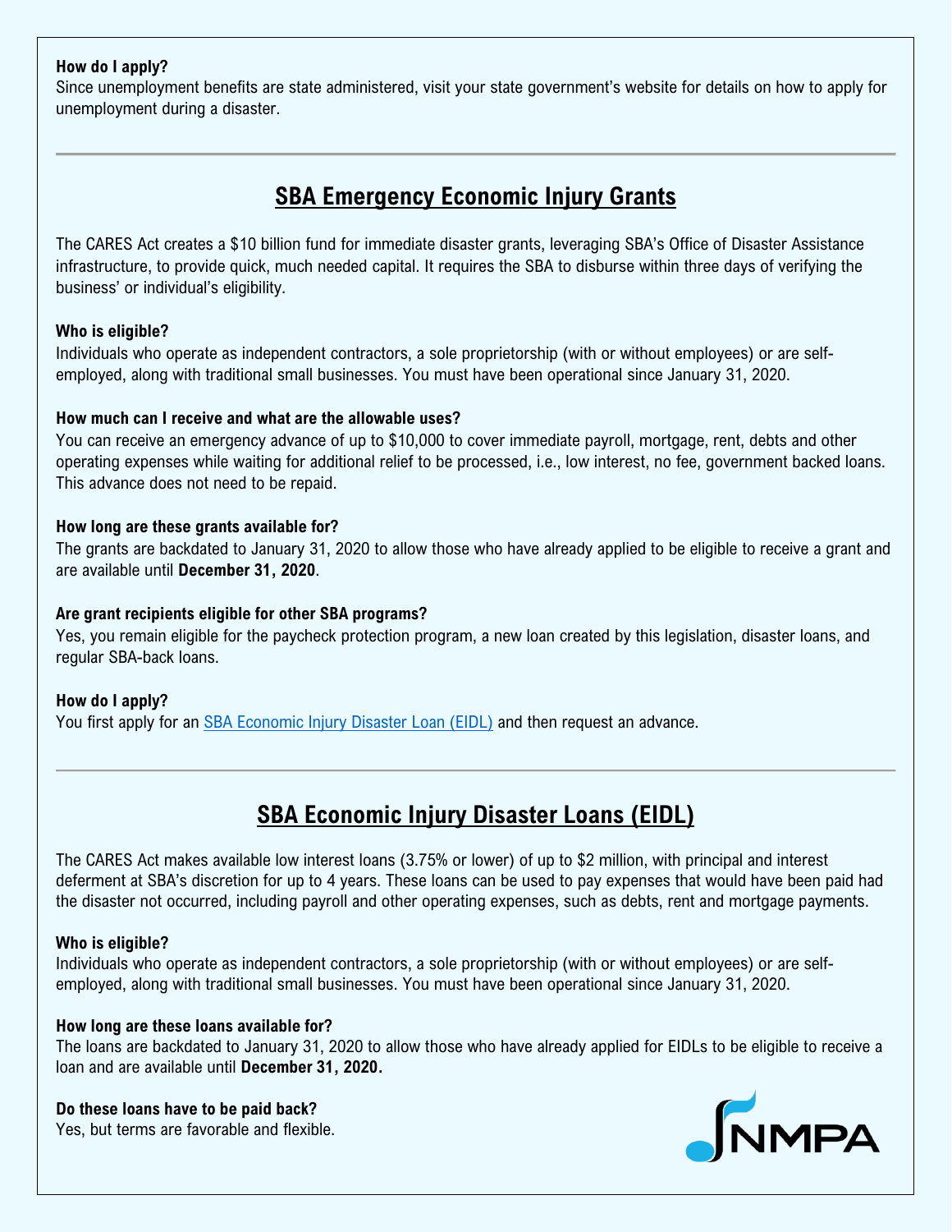**How do I apply?**
Since unemployment benefits are state administered, visit your state government's website for details on how to apply for unemployment during a disaster.

---

## SBA Emergency Economic Injury Grants

The CARES Act creates a $10 billion fund for immediate disaster grants, leveraging SBA's Office of Disaster Assistance infrastructure, to provide quick, much needed capital. It requires the SBA to disburse within three days of verifying the business' or individual's eligibility.

**Who is eligible?**
Individuals who operate as independent contractors, a sole proprietorship (with or without employees) or are self-employed, along with traditional small businesses. You must have been operational since January 31, 2020.

**How much can I receive and what are the allowable uses?**
You can receive an emergency advance of up to $10,000 to cover immediate payroll, mortgage, rent, debts and other operating expenses while waiting for additional relief to be processed, i.e., low interest, no fee, government backed loans. This advance does not need to be repaid.

**How long are these grants available for?**
The grants are backdated to January 31, 2020 to allow those who have already applied to be eligible to receive a grant and are available until **December 31, 2020**.

**Are grant recipients eligible for other SBA programs?**
Yes, you remain eligible for the paycheck protection program, a new loan created by this legislation, disaster loans, and regular SBA-back loans.

**How do I apply?**
You first apply for an [SBA Economic Injury Disaster Loan (EIDL)] and then request an advance.

---

## SBA Economic Injury Disaster Loans (EIDL)

The CARES Act makes available low interest loans (3.75% or lower) of up to $2 million, with principal and interest deferment at SBA's discretion for up to 4 years. These loans can be used to pay expenses that would have been paid had the disaster not occurred, including payroll and other operating expenses, such as debts, rent and mortgage payments.

**Who is eligible?**
Individuals who operate as independent contractors, a sole proprietorship (with or without employees) or are self-employed, along with traditional small businesses. You must have been operational since January 31, 2020.

**How long are these loans available for?**
The loans are backdated to January 31, 2020 to allow those who have already applied for EIDLs to be eligible to receive a loan and are available until **December 31, 2020.**

**Do these loans have to be paid back?**
Yes, but terms are favorable and flexible.

NMPA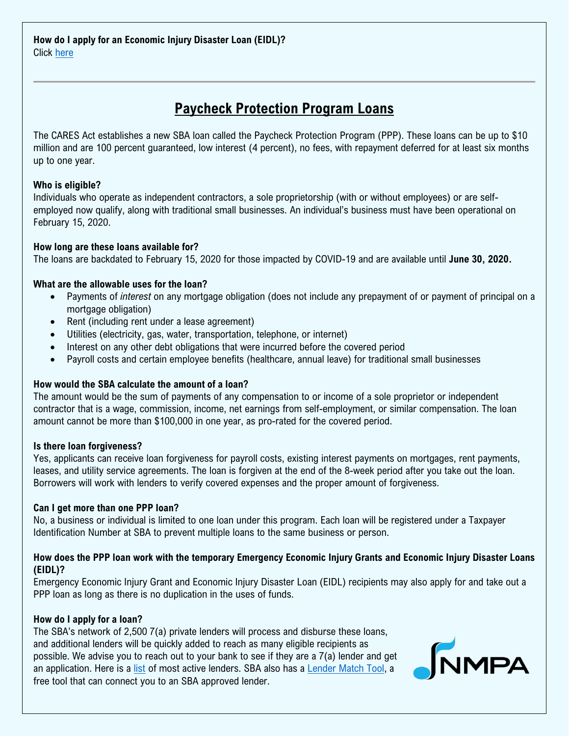**How do I apply for an Economic Injury Disaster Loan (EIDL)?**
Click here

---

# Paycheck Protection Program Loans

The CARES Act establishes a new SBA loan called the Paycheck Protection Program (PPP). These loans can be up to $10 million and are 100 percent guaranteed, low interest (4 percent), no fees, with repayment deferred for at least six months up to one year.

**Who is eligible?**
Individuals who operate as independent contractors, a sole proprietorship (with or without employees) or are self-employed now qualify, along with traditional small businesses. An individual's business must have been operational on February 15, 2020.

**How long are these loans available for?**
The loans are backdated to February 15, 2020 for those impacted by COVID-19 and are available until **June 30, 2020.**

**What are the allowable uses for the loan?**

- Payments of *interest* on any mortgage obligation (does not include any prepayment of or payment of principal on a mortgage obligation)
- Rent (including rent under a lease agreement)
- Utilities (electricity, gas, water, transportation, telephone, or internet)
- Interest on any other debt obligations that were incurred before the covered period
- Payroll costs and certain employee benefits (healthcare, annual leave) for traditional small businesses

**How would the SBA calculate the amount of a loan?**
The amount would be the sum of payments of any compensation to or income of a sole proprietor or independent contractor that is a wage, commission, income, net earnings from self-employment, or similar compensation. The loan amount cannot be more than $100,000 in one year, as pro-rated for the covered period.

**Is there loan forgiveness?**
Yes, applicants can receive loan forgiveness for payroll costs, existing interest payments on mortgages, rent payments, leases, and utility service agreements. The loan is forgiven at the end of the 8-week period after you take out the loan. Borrowers will work with lenders to verify covered expenses and the proper amount of forgiveness.

**Can I get more than one PPP loan?**
No, a business or individual is limited to one loan under this program. Each loan will be registered under a Taxpayer Identification Number at SBA to prevent multiple loans to the same business or person.

**How does the PPP loan work with the temporary Emergency Economic Injury Grants and Economic Injury Disaster Loans (EIDL)?**
Emergency Economic Injury Grant and Economic Injury Disaster Loan (EIDL) recipients may also apply for and take out a PPP loan as long as there is no duplication in the uses of funds.

**How do I apply for a loan?**
The SBA's network of 2,500 7(a) private lenders will process and disburse these loans, and additional lenders will be quickly added to reach as many eligible recipients as possible. We advise you to reach out to your bank to see if they are a 7(a) lender and get an application. Here is a list of most active lenders. SBA also has a Lender Match Tool, a free tool that can connect you to an SBA approved lender.

NMPA